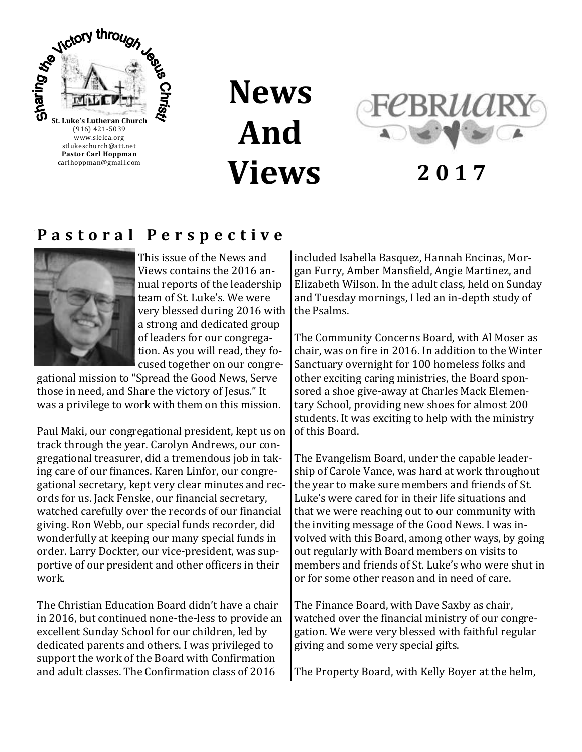Sharing the Victory through Jesus Christ!

**St. Luke's Lutheran Church**
(916) 421-5039
www.slelca.org
stlukeschurch@att.net
**Pastor Carl Hoppman**
carlhoppman@gmail.com

# News And Views

# February 2017

## Pastoral Perspective

This issue of the News and Views contains the 2016 annual reports of the leadership team of St. Luke's. We were very blessed during 2016 with a strong and dedicated group of leaders for our congregation. As you will read, they focused together on our congregational mission to "Spread the Good News, Serve those in need, and Share the victory of Jesus." It was a privilege to work with them on this mission.

Paul Maki, our congregational president, kept us on track through the year. Carolyn Andrews, our congregational treasurer, did a tremendous job in taking care of our finances. Karen Linfor, our congregational secretary, kept very clear minutes and records for us. Jack Fenske, our financial secretary, watched carefully over the records of our financial giving. Ron Webb, our special funds recorder, did wonderfully at keeping our many special funds in order. Larry Dockter, our vice-president, was supportive of our president and other officers in their work.

The Christian Education Board didn't have a chair in 2016, but continued none-the-less to provide an excellent Sunday School for our children, led by dedicated parents and others. I was privileged to support the work of the Board with Confirmation and adult classes. The Confirmation class of 2016 included Isabella Basquez, Hannah Encinas, Morgan Furry, Amber Mansfield, Angie Martinez, and Elizabeth Wilson. In the adult class, held on Sunday and Tuesday mornings, I led an in-depth study of the Psalms.

The Community Concerns Board, with Al Moser as chair, was on fire in 2016. In addition to the Winter Sanctuary overnight for 100 homeless folks and other exciting caring ministries, the Board sponsored a shoe give-away at Charles Mack Elementary School, providing new shoes for almost 200 students. It was exciting to help with the ministry of this Board.

The Evangelism Board, under the capable leadership of Carole Vance, was hard at work throughout the year to make sure members and friends of St. Luke's were cared for in their life situations and that we were reaching out to our community with the inviting message of the Good News. I was involved with this Board, among other ways, by going out regularly with Board members on visits to members and friends of St. Luke's who were shut in or for some other reason and in need of care.

The Finance Board, with Dave Saxby as chair, watched over the financial ministry of our congregation. We were very blessed with faithful regular giving and some very special gifts.

The Property Board, with Kelly Boyer at the helm,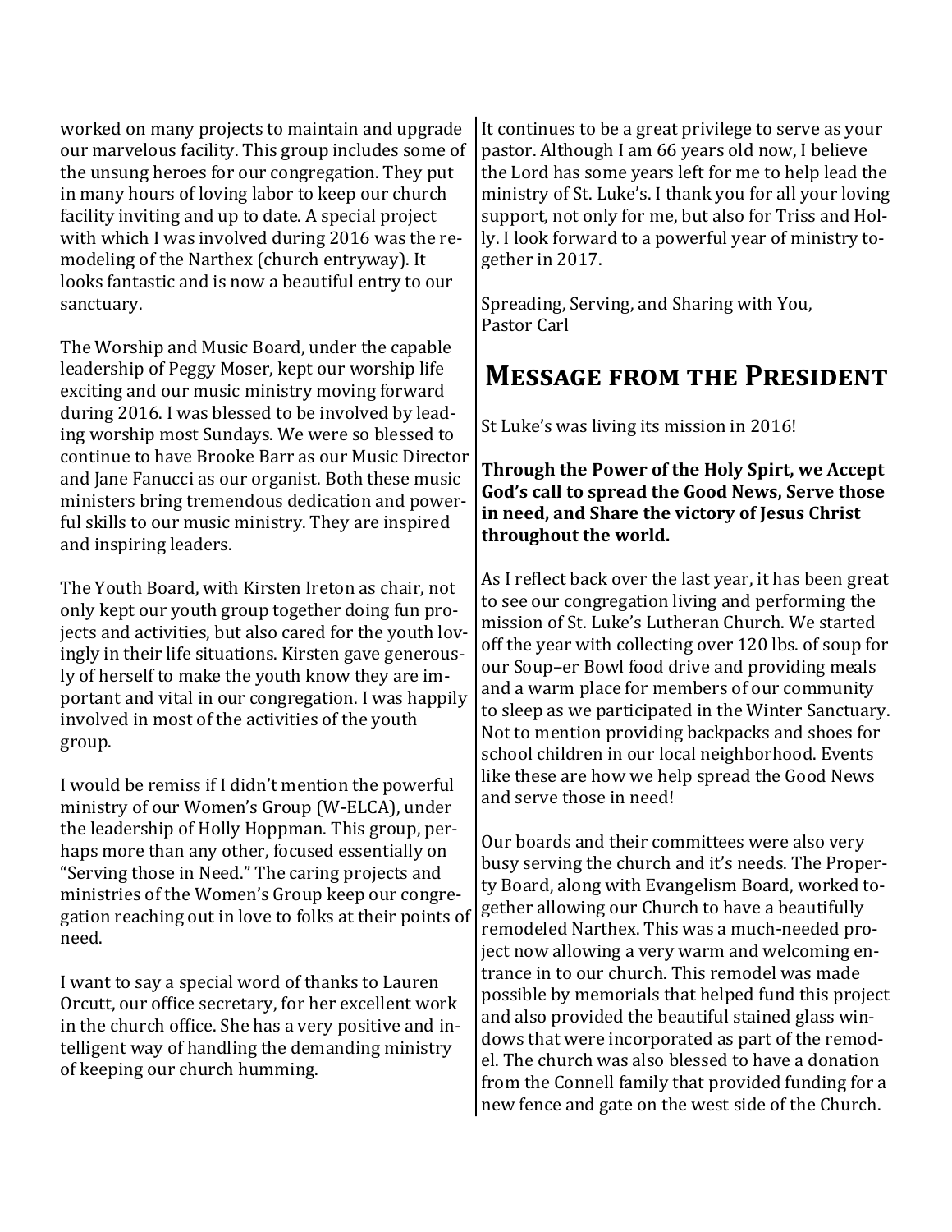worked on many projects to maintain and upgrade our marvelous facility. This group includes some of the unsung heroes for our congregation. They put in many hours of loving labor to keep our church facility inviting and up to date. A special project with which I was involved during 2016 was the remodeling of the Narthex (church entryway). It looks fantastic and is now a beautiful entry to our sanctuary.

The Worship and Music Board, under the capable leadership of Peggy Moser, kept our worship life exciting and our music ministry moving forward during 2016. I was blessed to be involved by leading worship most Sundays. We were so blessed to continue to have Brooke Barr as our Music Director and Jane Fanucci as our organist. Both these music ministers bring tremendous dedication and powerful skills to our music ministry. They are inspired and inspiring leaders.

The Youth Board, with Kirsten Ireton as chair, not only kept our youth group together doing fun projects and activities, but also cared for the youth lovingly in their life situations. Kirsten gave generously of herself to make the youth know they are important and vital in our congregation. I was happily involved in most of the activities of the youth group.

I would be remiss if I didn't mention the powerful ministry of our Women's Group (W-ELCA), under the leadership of Holly Hoppman. This group, perhaps more than any other, focused essentially on "Serving those in Need." The caring projects and ministries of the Women's Group keep our congregation reaching out in love to folks at their points of need.

I want to say a special word of thanks to Lauren Orcutt, our office secretary, for her excellent work in the church office. She has a very positive and intelligent way of handling the demanding ministry of keeping our church humming.

It continues to be a great privilege to serve as your pastor. Although I am 66 years old now, I believe the Lord has some years left for me to help lead the ministry of St. Luke's. I thank you for all your loving support, not only for me, but also for Triss and Holly. I look forward to a powerful year of ministry together in 2017.

Spreading, Serving, and Sharing with You,
Pastor Carl

## Message from the President

St Luke's was living its mission in 2016!

**Through the Power of the Holy Spirt, we Accept God's call to spread the Good News, Serve those in need, and Share the victory of Jesus Christ throughout the world.**

As I reflect back over the last year, it has been great to see our congregation living and performing the mission of St. Luke's Lutheran Church. We started off the year with collecting over 120 lbs. of soup for our Soup–er Bowl food drive and providing meals and a warm place for members of our community to sleep as we participated in the Winter Sanctuary. Not to mention providing backpacks and shoes for school children in our local neighborhood. Events like these are how we help spread the Good News and serve those in need!

Our boards and their committees were also very busy serving the church and it's needs. The Property Board, along with Evangelism Board, worked together allowing our Church to have a beautifully remodeled Narthex. This was a much-needed project now allowing a very warm and welcoming entrance in to our church. This remodel was made possible by memorials that helped fund this project and also provided the beautiful stained glass windows that were incorporated as part of the remodel. The church was also blessed to have a donation from the Connell family that provided funding for a new fence and gate on the west side of the Church.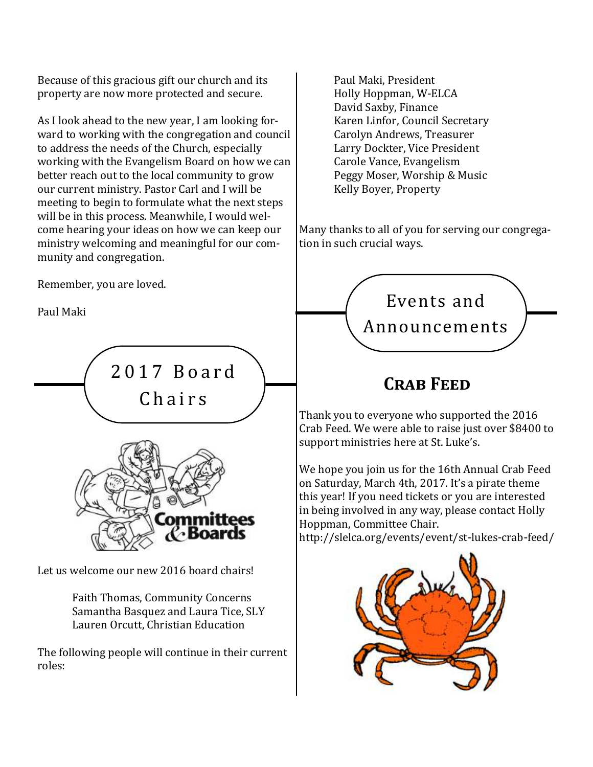Because of this gracious gift our church and its property are now more protected and secure.

As I look ahead to the new year, I am looking forward to working with the congregation and council to address the needs of the Church, especially working with the Evangelism Board on how we can better reach out to the local community to grow our current ministry. Pastor Carl and I will be meeting to begin to formulate what the next steps will be in this process. Meanwhile, I would welcome hearing your ideas on how we can keep our ministry welcoming and meaningful for our community and congregation.

Remember, you are loved.

Paul Maki

## 2017 Board Chairs

Let us welcome our new 2016 board chairs!

Faith Thomas, Community Concerns
Samantha Basquez and Laura Tice, SLY
Lauren Orcutt, Christian Education

The following people will continue in their current roles:

Paul Maki, President
Holly Hoppman, W-ELCA
David Saxby, Finance
Karen Linfor, Council Secretary
Carolyn Andrews, Treasurer
Larry Dockter, Vice President
Carole Vance, Evangelism
Peggy Moser, Worship & Music
Kelly Boyer, Property

Many thanks to all of you for serving our congregation in such crucial ways.

## Events and Announcements

### Crab Feed

Thank you to everyone who supported the 2016 Crab Feed. We were able to raise just over $8400 to support ministries here at St. Luke's.

We hope you join us for the 16th Annual Crab Feed on Saturday, March 4th, 2017. It's a pirate theme this year! If you need tickets or you are interested in being involved in any way, please contact Holly Hoppman, Committee Chair.
http://slelca.org/events/event/st-lukes-crab-feed/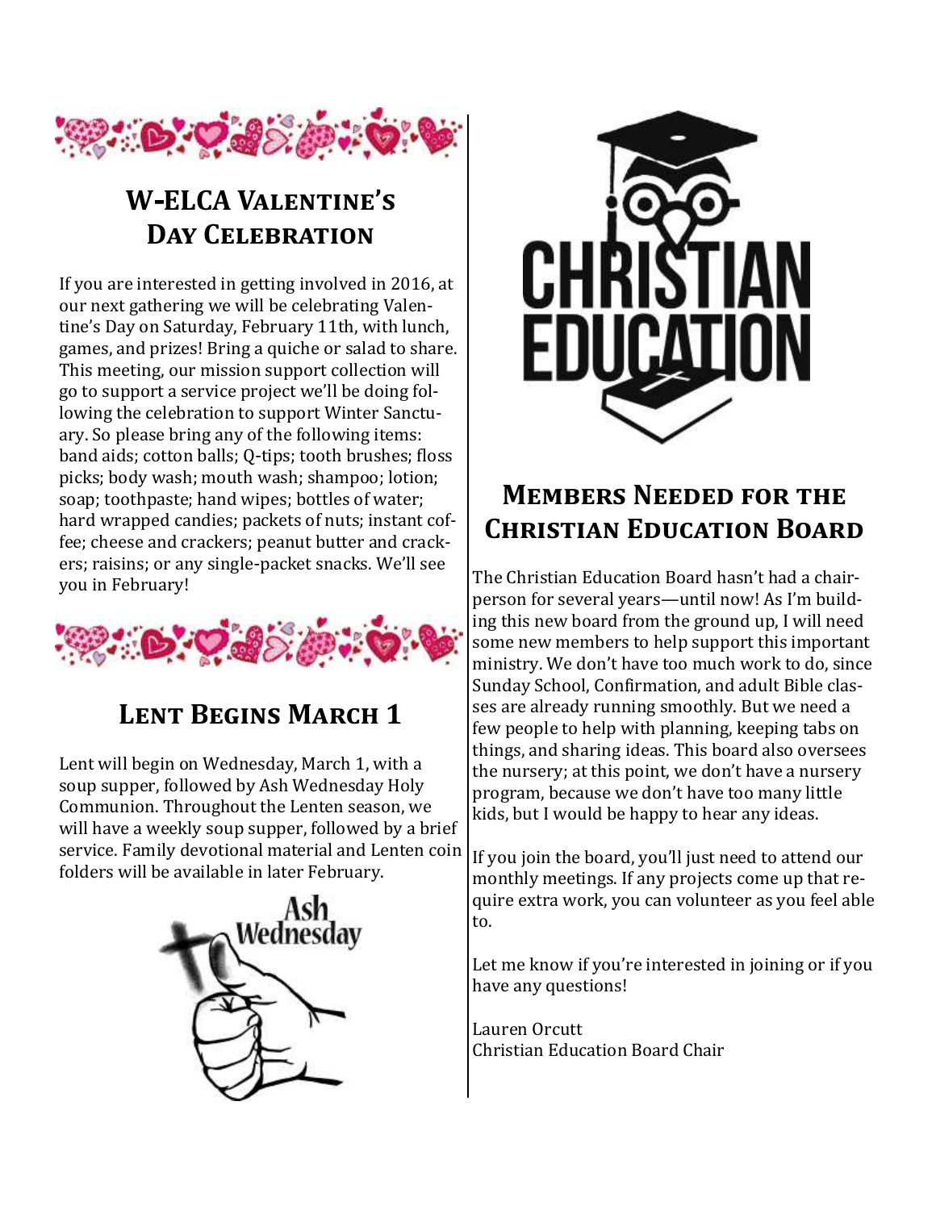## W-ELCA Valentine's Day Celebration

If you are interested in getting involved in 2016, at our next gathering we will be celebrating Valentine's Day on Saturday, February 11th, with lunch, games, and prizes! Bring a quiche or salad to share. This meeting, our mission support collection will go to support a service project we'll be doing following the celebration to support Winter Sanctuary. So please bring any of the following items: band aids; cotton balls; Q-tips; tooth brushes; floss picks; body wash; mouth wash; shampoo; lotion; soap; toothpaste; hand wipes; bottles of water; hard wrapped candies; packets of nuts; instant coffee; cheese and crackers; peanut butter and crackers; raisins; or any single-packet snacks. We'll see you in February!

## Lent Begins March 1

Lent will begin on Wednesday, March 1, with a soup supper, followed by Ash Wednesday Holy Communion. Throughout the Lenten season, we will have a weekly soup supper, followed by a brief service. Family devotional material and Lenten coin folders will be available in later February.

## Members Needed for the Christian Education Board

The Christian Education Board hasn't had a chairperson for several years—until now! As I'm building this new board from the ground up, I will need some new members to help support this important ministry. We don't have too much work to do, since Sunday School, Confirmation, and adult Bible classes are already running smoothly. But we need a few people to help with planning, keeping tabs on things, and sharing ideas. This board also oversees the nursery; at this point, we don't have a nursery program, because we don't have too many little kids, but I would be happy to hear any ideas.

If you join the board, you'll just need to attend our monthly meetings. If any projects come up that require extra work, you can volunteer as you feel able to.

Let me know if you're interested in joining or if you have any questions!

Lauren Orcutt
Christian Education Board Chair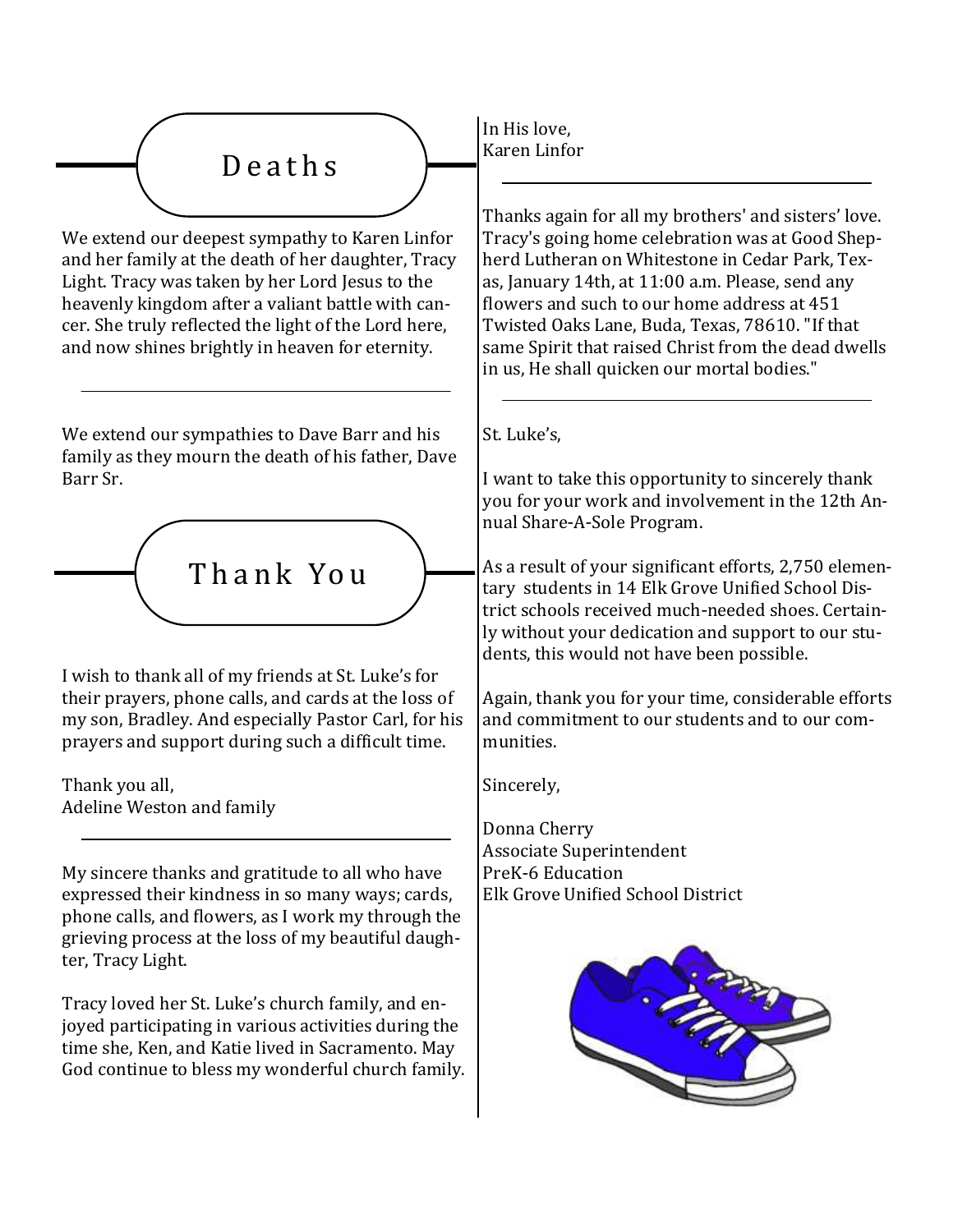## Deaths

We extend our deepest sympathy to Karen Linfor and her family at the death of her daughter, Tracy Light. Tracy was taken by her Lord Jesus to the heavenly kingdom after a valiant battle with cancer. She truly reflected the light of the Lord here, and now shines brightly in heaven for eternity.

---

We extend our sympathies to Dave Barr and his family as they mourn the death of his father, Dave Barr Sr.

## Thank You

I wish to thank all of my friends at St. Luke's for their prayers, phone calls, and cards at the loss of my son, Bradley. And especially Pastor Carl, for his prayers and support during such a difficult time.

Thank you all,
Adeline Weston and family

---

My sincere thanks and gratitude to all who have expressed their kindness in so many ways; cards, phone calls, and flowers, as I work my through the grieving process at the loss of my beautiful daughter, Tracy Light.

Tracy loved her St. Luke's church family, and enjoyed participating in various activities during the time she, Ken, and Katie lived in Sacramento. May God continue to bless my wonderful church family.

In His love,
Karen Linfor

---

Thanks again for all my brothers' and sisters' love. Tracy's going home celebration was at Good Shepherd Lutheran on Whitestone in Cedar Park, Texas, January 14th, at 11:00 a.m. Please, send any flowers and such to our home address at 451 Twisted Oaks Lane, Buda, Texas, 78610. "If that same Spirit that raised Christ from the dead dwells in us, He shall quicken our mortal bodies."

---

St. Luke's,

I want to take this opportunity to sincerely thank you for your work and involvement in the 12th Annual Share-A-Sole Program.

As a result of your significant efforts, 2,750 elementary students in 14 Elk Grove Unified School District schools received much-needed shoes. Certainly without your dedication and support to our students, this would not have been possible.

Again, thank you for your time, considerable efforts and commitment to our students and to our communities.

Sincerely,

Donna Cherry
Associate Superintendent
PreK-6 Education
Elk Grove Unified School District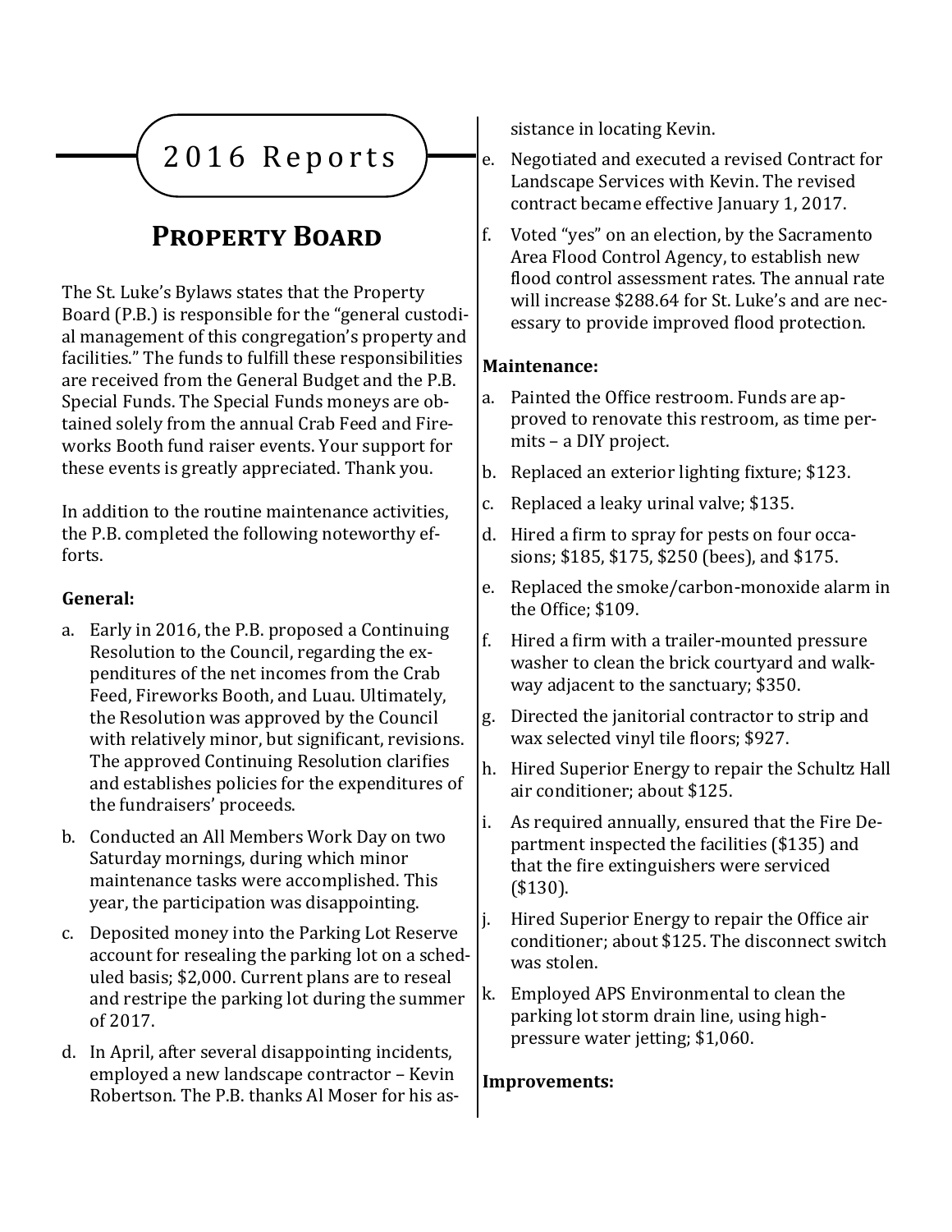# 2016 Reports

## Property Board

The St. Luke's Bylaws states that the Property Board (P.B.) is responsible for the "general custodial management of this congregation's property and facilities." The funds to fulfill these responsibilities are received from the General Budget and the P.B. Special Funds. The Special Funds moneys are obtained solely from the annual Crab Feed and Fireworks Booth fund raiser events. Your support for these events is greatly appreciated. Thank you.

In addition to the routine maintenance activities, the P.B. completed the following noteworthy efforts.

**General:**

a. Early in 2016, the P.B. proposed a Continuing Resolution to the Council, regarding the expenditures of the net incomes from the Crab Feed, Fireworks Booth, and Luau. Ultimately, the Resolution was approved by the Council with relatively minor, but significant, revisions. The approved Continuing Resolution clarifies and establishes policies for the expenditures of the fundraisers' proceeds.

b. Conducted an All Members Work Day on two Saturday mornings, during which minor maintenance tasks were accomplished. This year, the participation was disappointing.

c. Deposited money into the Parking Lot Reserve account for resealing the parking lot on a scheduled basis; $2,000. Current plans are to reseal and restripe the parking lot during the summer of 2017.

d. In April, after several disappointing incidents, employed a new landscape contractor – Kevin Robertson. The P.B. thanks Al Moser for his assistance in locating Kevin.

e. Negotiated and executed a revised Contract for Landscape Services with Kevin. The revised contract became effective January 1, 2017.

f. Voted "yes" on an election, by the Sacramento Area Flood Control Agency, to establish new flood control assessment rates. The annual rate will increase $288.64 for St. Luke's and are necessary to provide improved flood protection.

**Maintenance:**

a. Painted the Office restroom. Funds are approved to renovate this restroom, as time permits – a DIY project.

b. Replaced an exterior lighting fixture; $123.

c. Replaced a leaky urinal valve; $135.

d. Hired a firm to spray for pests on four occasions; $185, $175, $250 (bees), and $175.

e. Replaced the smoke/carbon-monoxide alarm in the Office; $109.

f. Hired a firm with a trailer-mounted pressure washer to clean the brick courtyard and walkway adjacent to the sanctuary; $350.

g. Directed the janitorial contractor to strip and wax selected vinyl tile floors; $927.

h. Hired Superior Energy to repair the Schultz Hall air conditioner; about $125.

i. As required annually, ensured that the Fire Department inspected the facilities ($135) and that the fire extinguishers were serviced ($130).

j. Hired Superior Energy to repair the Office air conditioner; about $125. The disconnect switch was stolen.

k. Employed APS Environmental to clean the parking lot storm drain line, using high-pressure water jetting; $1,060.

**Improvements:**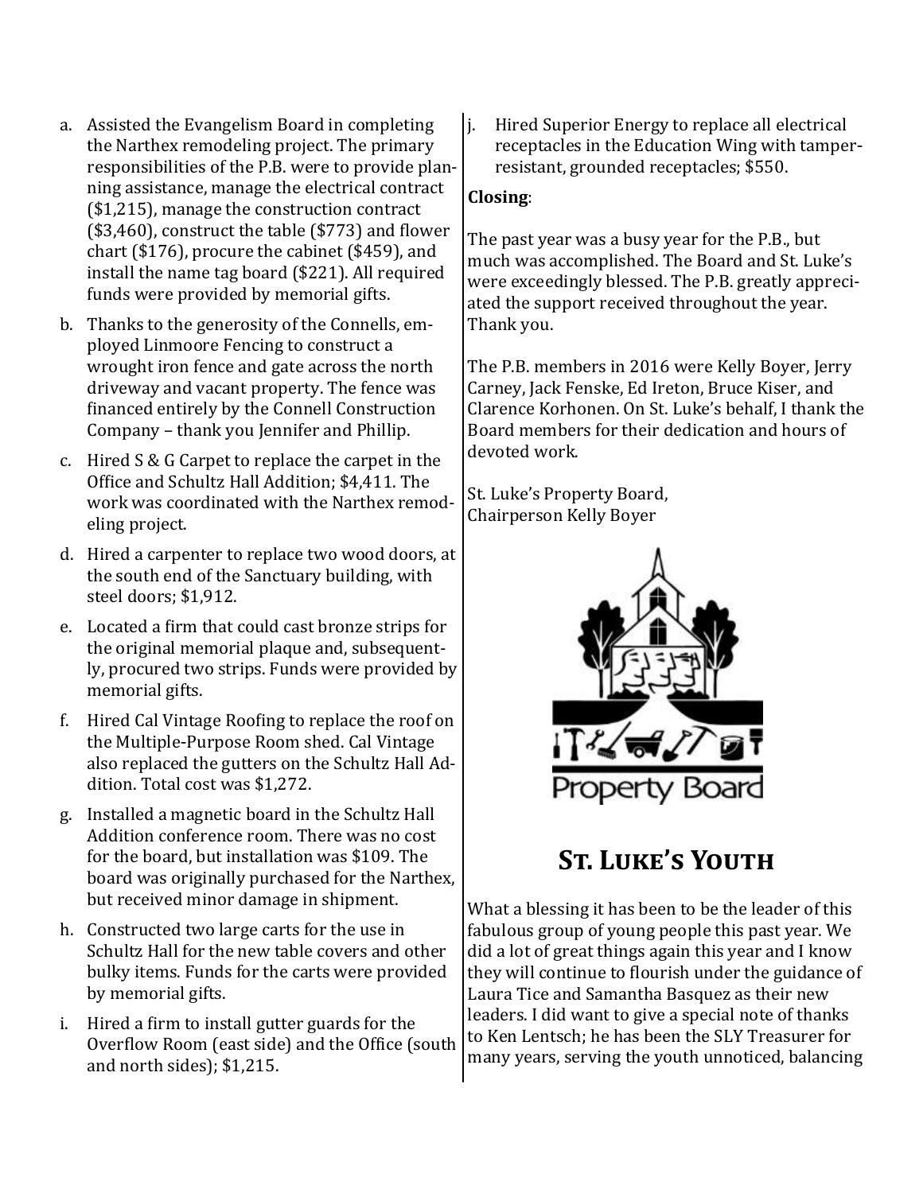a. Assisted the Evangelism Board in completing the Narthex remodeling project. The primary responsibilities of the P.B. were to provide planning assistance, manage the electrical contract ($1,215), manage the construction contract ($3,460), construct the table ($773) and flower chart ($176), procure the cabinet ($459), and install the name tag board ($221). All required funds were provided by memorial gifts.
b. Thanks to the generosity of the Connells, employed Linmoore Fencing to construct a wrought iron fence and gate across the north driveway and vacant property. The fence was financed entirely by the Connell Construction Company – thank you Jennifer and Phillip.
c. Hired S & G Carpet to replace the carpet in the Office and Schultz Hall Addition; $4,411. The work was coordinated with the Narthex remodeling project.
d. Hired a carpenter to replace two wood doors, at the south end of the Sanctuary building, with steel doors; $1,912.
e. Located a firm that could cast bronze strips for the original memorial plaque and, subsequently, procured two strips. Funds were provided by memorial gifts.
f. Hired Cal Vintage Roofing to replace the roof on the Multiple-Purpose Room shed. Cal Vintage also replaced the gutters on the Schultz Hall Addition. Total cost was $1,272.
g. Installed a magnetic board in the Schultz Hall Addition conference room. There was no cost for the board, but installation was $109. The board was originally purchased for the Narthex, but received minor damage in shipment.
h. Constructed two large carts for the use in Schultz Hall for the new table covers and other bulky items. Funds for the carts were provided by memorial gifts.
i. Hired a firm to install gutter guards for the Overflow Room (east side) and the Office (south and north sides); $1,215.
j. Hired Superior Energy to replace all electrical receptacles in the Education Wing with tamper-resistant, grounded receptacles; $550.

**Closing**:

The past year was a busy year for the P.B., but much was accomplished. The Board and St. Luke's were exceedingly blessed. The P.B. greatly appreciated the support received throughout the year. Thank you.

The P.B. members in 2016 were Kelly Boyer, Jerry Carney, Jack Fenske, Ed Ireton, Bruce Kiser, and Clarence Korhonen. On St. Luke's behalf, I thank the Board members for their dedication and hours of devoted work.

St. Luke's Property Board,
Chairperson Kelly Boyer

Property Board

## St. Luke's Youth

What a blessing it has been to be the leader of this fabulous group of young people this past year. We did a lot of great things again this year and I know they will continue to flourish under the guidance of Laura Tice and Samantha Basquez as their new leaders. I did want to give a special note of thanks to Ken Lentsch; he has been the SLY Treasurer for many years, serving the youth unnoticed, balancing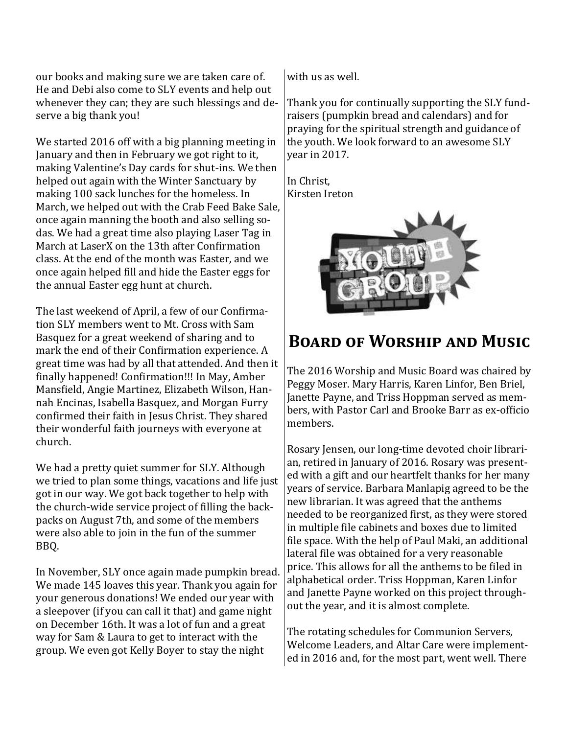our books and making sure we are taken care of. He and Debi also come to SLY events and help out whenever they can; they are such blessings and deserve a big thank you!

We started 2016 off with a big planning meeting in January and then in February we got right to it, making Valentine's Day cards for shut-ins. We then helped out again with the Winter Sanctuary by making 100 sack lunches for the homeless. In March, we helped out with the Crab Feed Bake Sale, once again manning the booth and also selling sodas. We had a great time also playing Laser Tag in March at LaserX on the 13th after Confirmation class. At the end of the month was Easter, and we once again helped fill and hide the Easter eggs for the annual Easter egg hunt at church.

The last weekend of April, a few of our Confirmation SLY members went to Mt. Cross with Sam Basquez for a great weekend of sharing and to mark the end of their Confirmation experience. A great time was had by all that attended. And then it finally happened! Confirmation!!! In May, Amber Mansfield, Angie Martinez, Elizabeth Wilson, Hannah Encinas, Isabella Basquez, and Morgan Furry confirmed their faith in Jesus Christ. They shared their wonderful faith journeys with everyone at church.

We had a pretty quiet summer for SLY. Although we tried to plan some things, vacations and life just got in our way. We got back together to help with the church-wide service project of filling the backpacks on August 7th, and some of the members were also able to join in the fun of the summer BBQ.

In November, SLY once again made pumpkin bread. We made 145 loaves this year. Thank you again for your generous donations! We ended our year with a sleepover (if you can call it that) and game night on December 16th. It was a lot of fun and a great way for Sam & Laura to get to interact with the group. We even got Kelly Boyer to stay the night with us as well.

Thank you for continually supporting the SLY fundraisers (pumpkin bread and calendars) and for praying for the spiritual strength and guidance of the youth. We look forward to an awesome SLY year in 2017.

In Christ,
Kirsten Ireton

## Board of Worship and Music

The 2016 Worship and Music Board was chaired by Peggy Moser. Mary Harris, Karen Linfor, Ben Briel, Janette Payne, and Triss Hoppman served as members, with Pastor Carl and Brooke Barr as ex-officio members.

Rosary Jensen, our long-time devoted choir librarian, retired in January of 2016. Rosary was presented with a gift and our heartfelt thanks for her many years of service. Barbara Manlapig agreed to be the new librarian. It was agreed that the anthems needed to be reorganized first, as they were stored in multiple file cabinets and boxes due to limited file space. With the help of Paul Maki, an additional lateral file was obtained for a very reasonable price. This allows for all the anthems to be filed in alphabetical order. Triss Hoppman, Karen Linfor and Janette Payne worked on this project throughout the year, and it is almost complete.

The rotating schedules for Communion Servers, Welcome Leaders, and Altar Care were implemented in 2016 and, for the most part, went well. There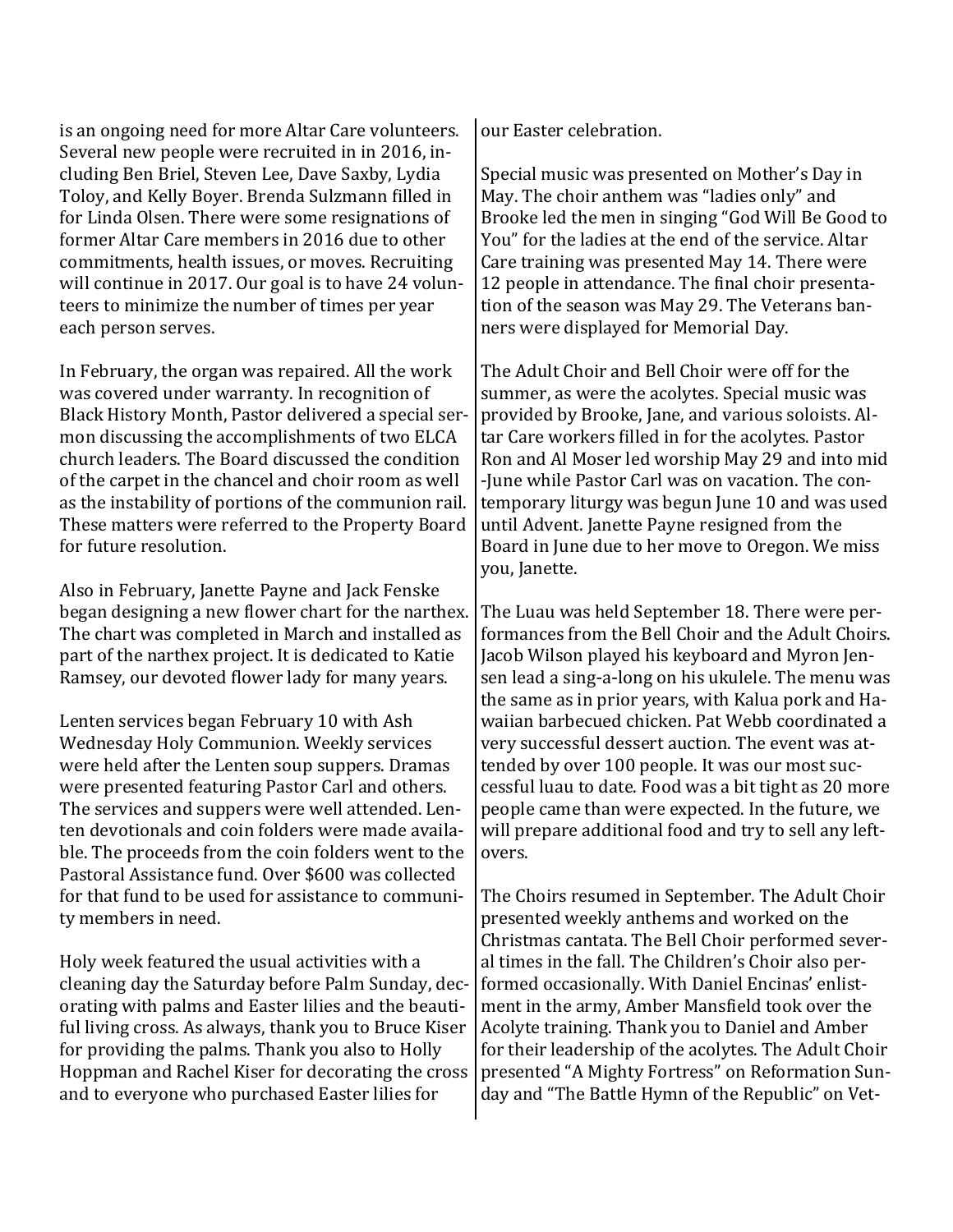is an ongoing need for more Altar Care volunteers. Several new people were recruited in in 2016, including Ben Briel, Steven Lee, Dave Saxby, Lydia Toloy, and Kelly Boyer. Brenda Sulzmann filled in for Linda Olsen. There were some resignations of former Altar Care members in 2016 due to other commitments, health issues, or moves. Recruiting will continue in 2017. Our goal is to have 24 volunteers to minimize the number of times per year each person serves.

In February, the organ was repaired. All the work was covered under warranty. In recognition of Black History Month, Pastor delivered a special sermon discussing the accomplishments of two ELCA church leaders. The Board discussed the condition of the carpet in the chancel and choir room as well as the instability of portions of the communion rail. These matters were referred to the Property Board for future resolution.

Also in February, Janette Payne and Jack Fenske began designing a new flower chart for the narthex. The chart was completed in March and installed as part of the narthex project. It is dedicated to Katie Ramsey, our devoted flower lady for many years.

Lenten services began February 10 with Ash Wednesday Holy Communion. Weekly services were held after the Lenten soup suppers. Dramas were presented featuring Pastor Carl and others. The services and suppers were well attended. Lenten devotionals and coin folders were made available. The proceeds from the coin folders went to the Pastoral Assistance fund. Over $600 was collected for that fund to be used for assistance to community members in need.

Holy week featured the usual activities with a cleaning day the Saturday before Palm Sunday, decorating with palms and Easter lilies and the beautiful living cross. As always, thank you to Bruce Kiser for providing the palms. Thank you also to Holly Hoppman and Rachel Kiser for decorating the cross and to everyone who purchased Easter lilies for our Easter celebration.

Special music was presented on Mother's Day in May. The choir anthem was "ladies only" and Brooke led the men in singing "God Will Be Good to You" for the ladies at the end of the service. Altar Care training was presented May 14. There were 12 people in attendance. The final choir presentation of the season was May 29. The Veterans banners were displayed for Memorial Day.

The Adult Choir and Bell Choir were off for the summer, as were the acolytes. Special music was provided by Brooke, Jane, and various soloists. Altar Care workers filled in for the acolytes. Pastor Ron and Al Moser led worship May 29 and into mid-June while Pastor Carl was on vacation. The contemporary liturgy was begun June 10 and was used until Advent. Janette Payne resigned from the Board in June due to her move to Oregon. We miss you, Janette.

The Luau was held September 18. There were performances from the Bell Choir and the Adult Choirs. Jacob Wilson played his keyboard and Myron Jensen lead a sing-a-long on his ukulele. The menu was the same as in prior years, with Kalua pork and Hawaiian barbecued chicken. Pat Webb coordinated a very successful dessert auction. The event was attended by over 100 people. It was our most successful luau to date. Food was a bit tight as 20 more people came than were expected. In the future, we will prepare additional food and try to sell any leftovers.

The Choirs resumed in September. The Adult Choir presented weekly anthems and worked on the Christmas cantata. The Bell Choir performed several times in the fall. The Children's Choir also performed occasionally. With Daniel Encinas' enlistment in the army, Amber Mansfield took over the Acolyte training. Thank you to Daniel and Amber for their leadership of the acolytes. The Adult Choir presented "A Mighty Fortress" on Reformation Sunday and "The Battle Hymn of the Republic" on Vet-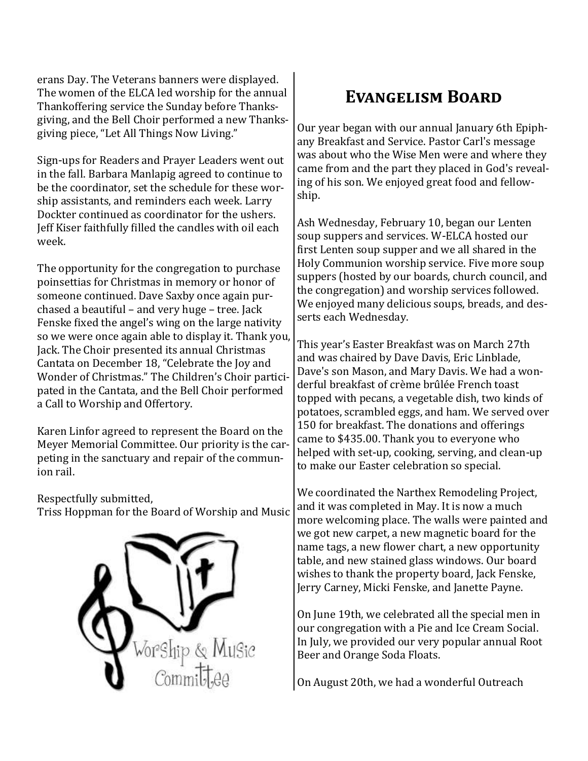erans Day. The Veterans banners were displayed. The women of the ELCA led worship for the annual Thankoffering service the Sunday before Thanksgiving, and the Bell Choir performed a new Thanksgiving piece, "Let All Things Now Living."

Sign-ups for Readers and Prayer Leaders went out in the fall. Barbara Manlapig agreed to continue to be the coordinator, set the schedule for these worship assistants, and reminders each week. Larry Dockter continued as coordinator for the ushers. Jeff Kiser faithfully filled the candles with oil each week.

The opportunity for the congregation to purchase poinsettias for Christmas in memory or honor of someone continued. Dave Saxby once again purchased a beautiful – and very huge – tree. Jack Fenske fixed the angel's wing on the large nativity so we were once again able to display it. Thank you, Jack. The Choir presented its annual Christmas Cantata on December 18, "Celebrate the Joy and Wonder of Christmas." The Children's Choir participated in the Cantata, and the Bell Choir performed a Call to Worship and Offertory.

Karen Linfor agreed to represent the Board on the Meyer Memorial Committee. Our priority is the carpeting in the sanctuary and repair of the communion rail.

Respectfully submitted,
Triss Hoppman for the Board of Worship and Music

## Evangelism Board

Our year began with our annual January 6th Epiphany Breakfast and Service. Pastor Carl's message was about who the Wise Men were and where they came from and the part they placed in God's revealing of his son. We enjoyed great food and fellowship.

Ash Wednesday, February 10, began our Lenten soup suppers and services. W-ELCA hosted our first Lenten soup supper and we all shared in the Holy Communion worship service. Five more soup suppers (hosted by our boards, church council, and the congregation) and worship services followed. We enjoyed many delicious soups, breads, and desserts each Wednesday.

This year's Easter Breakfast was on March 27th and was chaired by Dave Davis, Eric Linblade, Dave's son Mason, and Mary Davis. We had a wonderful breakfast of crème brûlée French toast topped with pecans, a vegetable dish, two kinds of potatoes, scrambled eggs, and ham. We served over 150 for breakfast. The donations and offerings came to $435.00. Thank you to everyone who helped with set-up, cooking, serving, and clean-up to make our Easter celebration so special.

We coordinated the Narthex Remodeling Project, and it was completed in May. It is now a much more welcoming place. The walls were painted and we got new carpet, a new magnetic board for the name tags, a new flower chart, a new opportunity table, and new stained glass windows. Our board wishes to thank the property board, Jack Fenske, Jerry Carney, Micki Fenske, and Janette Payne.

On June 19th, we celebrated all the special men in our congregation with a Pie and Ice Cream Social. In July, we provided our very popular annual Root Beer and Orange Soda Floats.

On August 20th, we had a wonderful Outreach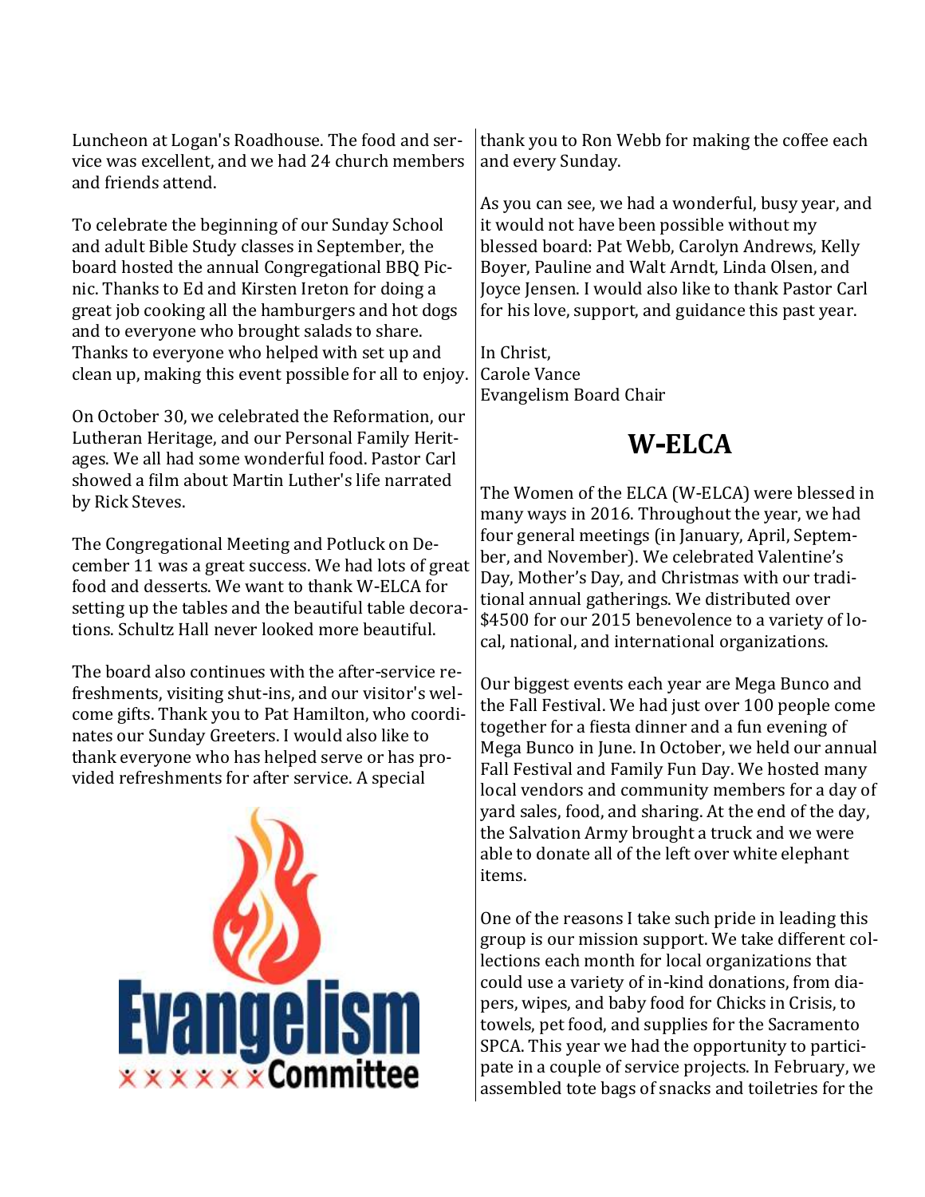Luncheon at Logan's Roadhouse. The food and service was excellent, and we had 24 church members and friends attend.

To celebrate the beginning of our Sunday School and adult Bible Study classes in September, the board hosted the annual Congregational BBQ Picnic. Thanks to Ed and Kirsten Ireton for doing a great job cooking all the hamburgers and hot dogs and to everyone who brought salads to share. Thanks to everyone who helped with set up and clean up, making this event possible for all to enjoy.

On October 30, we celebrated the Reformation, our Lutheran Heritage, and our Personal Family Heritages. We all had some wonderful food. Pastor Carl showed a film about Martin Luther's life narrated by Rick Steves.

The Congregational Meeting and Potluck on December 11 was a great success. We had lots of great food and desserts. We want to thank W-ELCA for setting up the tables and the beautiful table decorations. Schultz Hall never looked more beautiful.

The board also continues with the after-service refreshments, visiting shut-ins, and our visitor's welcome gifts. Thank you to Pat Hamilton, who coordinates our Sunday Greeters. I would also like to thank everyone who has helped serve or has provided refreshments for after service. A special thank you to Ron Webb for making the coffee each and every Sunday.

As you can see, we had a wonderful, busy year, and it would not have been possible without my blessed board: Pat Webb, Carolyn Andrews, Kelly Boyer, Pauline and Walt Arndt, Linda Olsen, and Joyce Jensen. I would also like to thank Pastor Carl for his love, support, and guidance this past year.

In Christ,
Carole Vance
Evangelism Board Chair

# W-ELCA

The Women of the ELCA (W-ELCA) were blessed in many ways in 2016. Throughout the year, we had four general meetings (in January, April, September, and November). We celebrated Valentine's Day, Mother's Day, and Christmas with our traditional annual gatherings. We distributed over $4500 for our 2015 benevolence to a variety of local, national, and international organizations.

Our biggest events each year are Mega Bunco and the Fall Festival. We had just over 100 people come together for a fiesta dinner and a fun evening of Mega Bunco in June. In October, we held our annual Fall Festival and Family Fun Day. We hosted many local vendors and community members for a day of yard sales, food, and sharing. At the end of the day, the Salvation Army brought a truck and we were able to donate all of the left over white elephant items.

One of the reasons I take such pride in leading this group is our mission support. We take different collections each month for local organizations that could use a variety of in-kind donations, from diapers, wipes, and baby food for Chicks in Crisis, to towels, pet food, and supplies for the Sacramento SPCA. This year we had the opportunity to participate in a couple of service projects. In February, we assembled tote bags of snacks and toiletries for the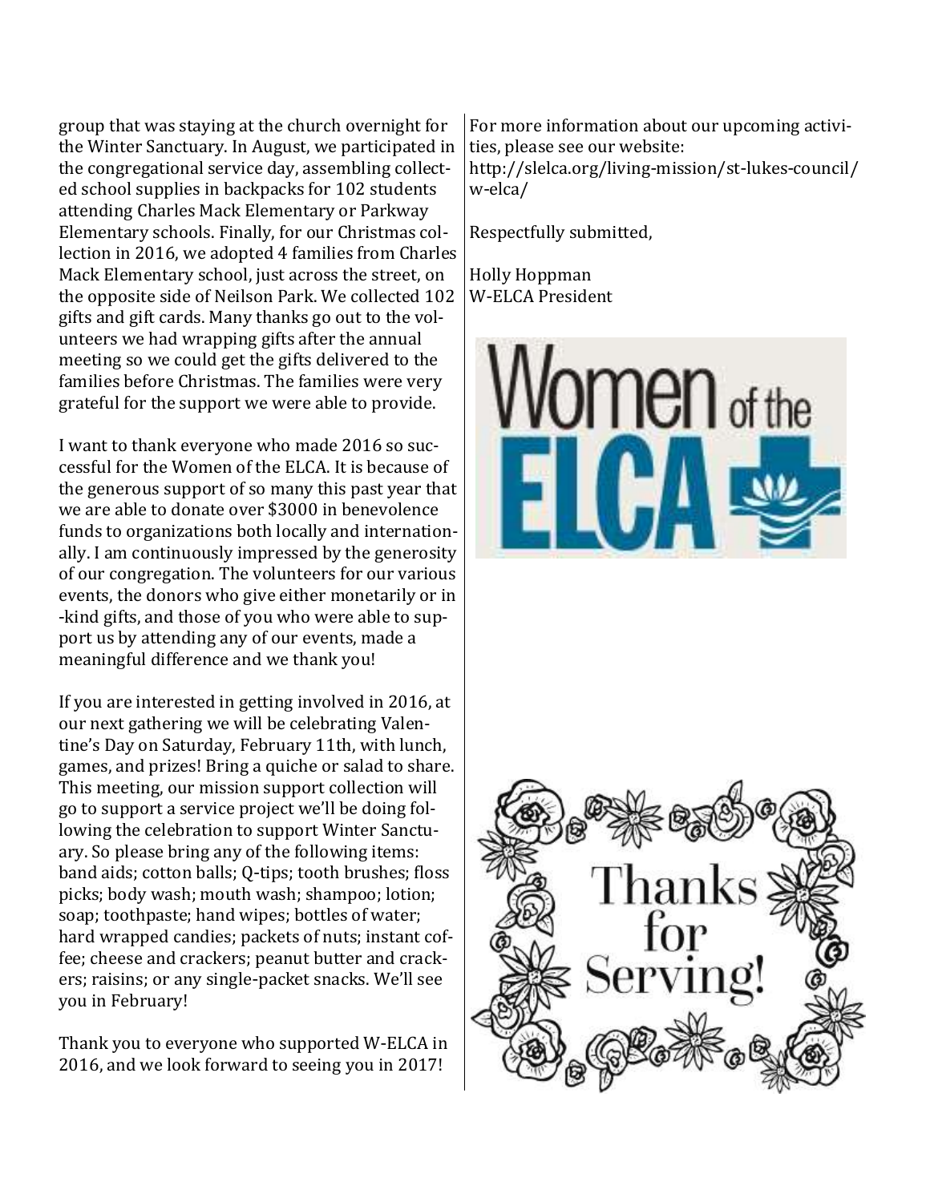group that was staying at the church overnight for the Winter Sanctuary. In August, we participated in the congregational service day, assembling collected school supplies in backpacks for 102 students attending Charles Mack Elementary or Parkway Elementary schools. Finally, for our Christmas collection in 2016, we adopted 4 families from Charles Mack Elementary school, just across the street, on the opposite side of Neilson Park. We collected 102 gifts and gift cards. Many thanks go out to the volunteers we had wrapping gifts after the annual meeting so we could get the gifts delivered to the families before Christmas. The families were very grateful for the support we were able to provide.

I want to thank everyone who made 2016 so successful for the Women of the ELCA. It is because of the generous support of so many this past year that we are able to donate over $3000 in benevolence funds to organizations both locally and internationally. I am continuously impressed by the generosity of our congregation. The volunteers for our various events, the donors who give either monetarily or in-kind gifts, and those of you who were able to support us by attending any of our events, made a meaningful difference and we thank you!

If you are interested in getting involved in 2016, at our next gathering we will be celebrating Valentine's Day on Saturday, February 11th, with lunch, games, and prizes! Bring a quiche or salad to share. This meeting, our mission support collection will go to support a service project we'll be doing following the celebration to support Winter Sanctuary. So please bring any of the following items: band aids; cotton balls; Q-tips; tooth brushes; floss picks; body wash; mouth wash; shampoo; lotion; soap; toothpaste; hand wipes; bottles of water; hard wrapped candies; packets of nuts; instant coffee; cheese and crackers; peanut butter and crackers; raisins; or any single-packet snacks. We'll see you in February!

Thank you to everyone who supported W-ELCA in 2016, and we look forward to seeing you in 2017!

For more information about our upcoming activities, please see our website: http://slelca.org/living-mission/st-lukes-council/w-elca/

Respectfully submitted,

Holly Hoppman
W-ELCA President

Women of the ELCA

Thanks for Serving!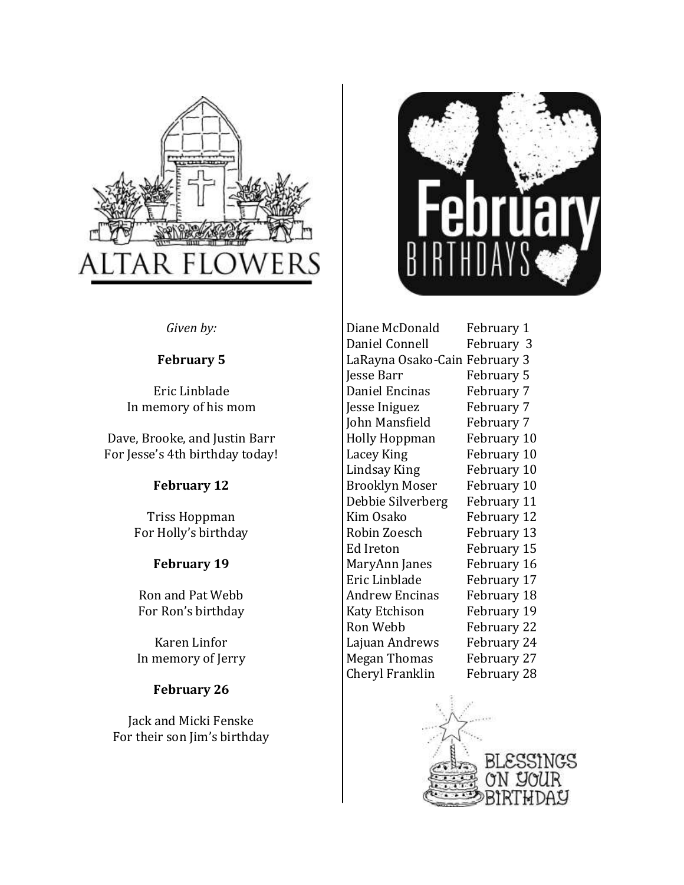# ALTAR FLOWERS

*Given by:*

**February 5**

Eric Linblade
In memory of his mom

Dave, Brooke, and Justin Barr
For Jesse's 4th birthday today!

**February 12**

Triss Hoppman
For Holly's birthday

**February 19**

Ron and Pat Webb
For Ron's birthday

Karen Linfor
In memory of Jerry

**February 26**

Jack and Micki Fenske
For their son Jim's birthday

# February BIRTHDAYS

| | |
|---|---|
| Diane McDonald | February 1 |
| Daniel Connell | February 3 |
| LaRayna Osako-Cain | February 3 |
| Jesse Barr | February 5 |
| Daniel Encinas | February 7 |
| Jesse Iniguez | February 7 |
| John Mansfield | February 7 |
| Holly Hoppman | February 10 |
| Lacey King | February 10 |
| Lindsay King | February 10 |
| Brooklyn Moser | February 10 |
| Debbie Silverberg | February 11 |
| Kim Osako | February 12 |
| Robin Zoesch | February 13 |
| Ed Ireton | February 15 |
| MaryAnn Janes | February 16 |
| Eric Linblade | February 17 |
| Andrew Encinas | February 18 |
| Katy Etchison | February 19 |
| Ron Webb | February 22 |
| Lajuan Andrews | February 24 |
| Megan Thomas | February 27 |
| Cheryl Franklin | February 28 |

BLESSINGS ON YOUR BIRTHDAY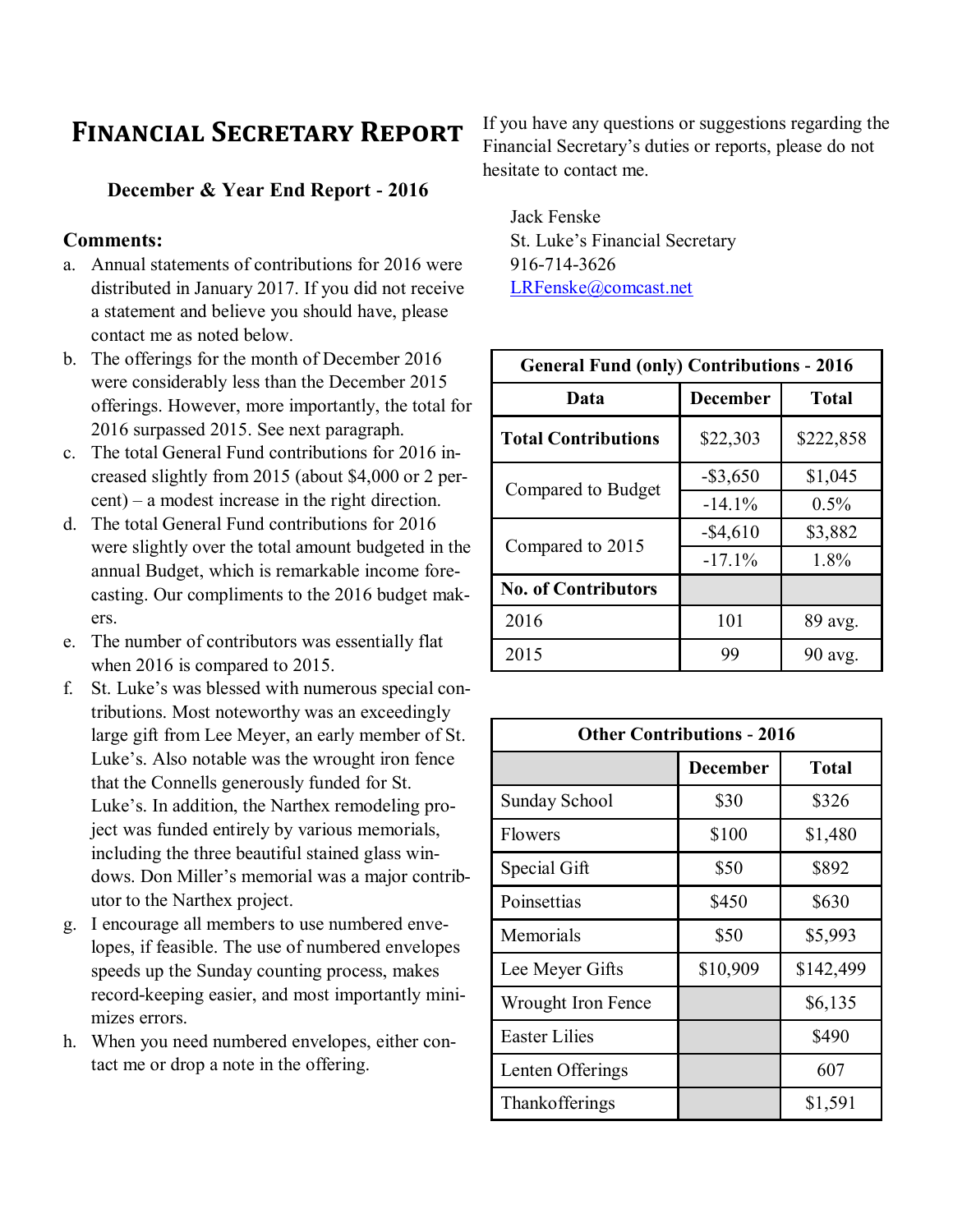# Financial Secretary Report

**December & Year End Report - 2016**

**Comments:**

a. Annual statements of contributions for 2016 were distributed in January 2017. If you did not receive a statement and believe you should have, please contact me as noted below.

b. The offerings for the month of December 2016 were considerably less than the December 2015 offerings. However, more importantly, the total for 2016 surpassed 2015. See next paragraph.

c. The total General Fund contributions for 2016 increased slightly from 2015 (about $4,000 or 2 percent) – a modest increase in the right direction.

d. The total General Fund contributions for 2016 were slightly over the total amount budgeted in the annual Budget, which is remarkable income forecasting. Our compliments to the 2016 budget makers.

e. The number of contributors was essentially flat when 2016 is compared to 2015.

f. St. Luke's was blessed with numerous special contributions. Most noteworthy was an exceedingly large gift from Lee Meyer, an early member of St. Luke's. Also notable was the wrought iron fence that the Connells generously funded for St. Luke's. In addition, the Narthex remodeling project was funded entirely by various memorials, including the three beautiful stained glass windows. Don Miller's memorial was a major contributor to the Narthex project.

g. I encourage all members to use numbered envelopes, if feasible. The use of numbered envelopes speeds up the Sunday counting process, makes record-keeping easier, and most importantly minimizes errors.

h. When you need numbered envelopes, either contact me or drop a note in the offering.

If you have any questions or suggestions regarding the Financial Secretary's duties or reports, please do not hesitate to contact me.

Jack Fenske
St. Luke's Financial Secretary
916-714-3626
LRFenske@comcast.net

**General Fund (only) Contributions - 2016**

| Data | December | Total |
|---|---|---|
| **Total Contributions** | $22,303 | $222,858 |
| Compared to Budget | -$3,650 | $1,045 |
| | -14.1% | 0.5% |
| Compared to 2015 | -$4,610 | $3,882 |
| | -17.1% | 1.8% |
| **No. of Contributors** | | |
| 2016 | 101 | 89 avg. |
| 2015 | 99 | 90 avg. |

**Other Contributions - 2016**

| | December | Total |
|---|---|---|
| Sunday School | $30 | $326 |
| Flowers | $100 | $1,480 |
| Special Gift | $50 | $892 |
| Poinsettias | $450 | $630 |
| Memorials | $50 | $5,993 |
| Lee Meyer Gifts | $10,909 | $142,499 |
| Wrought Iron Fence | | $6,135 |
| Easter Lilies | | $490 |
| Lenten Offerings | | 607 |
| Thankofferings | | $1,591 |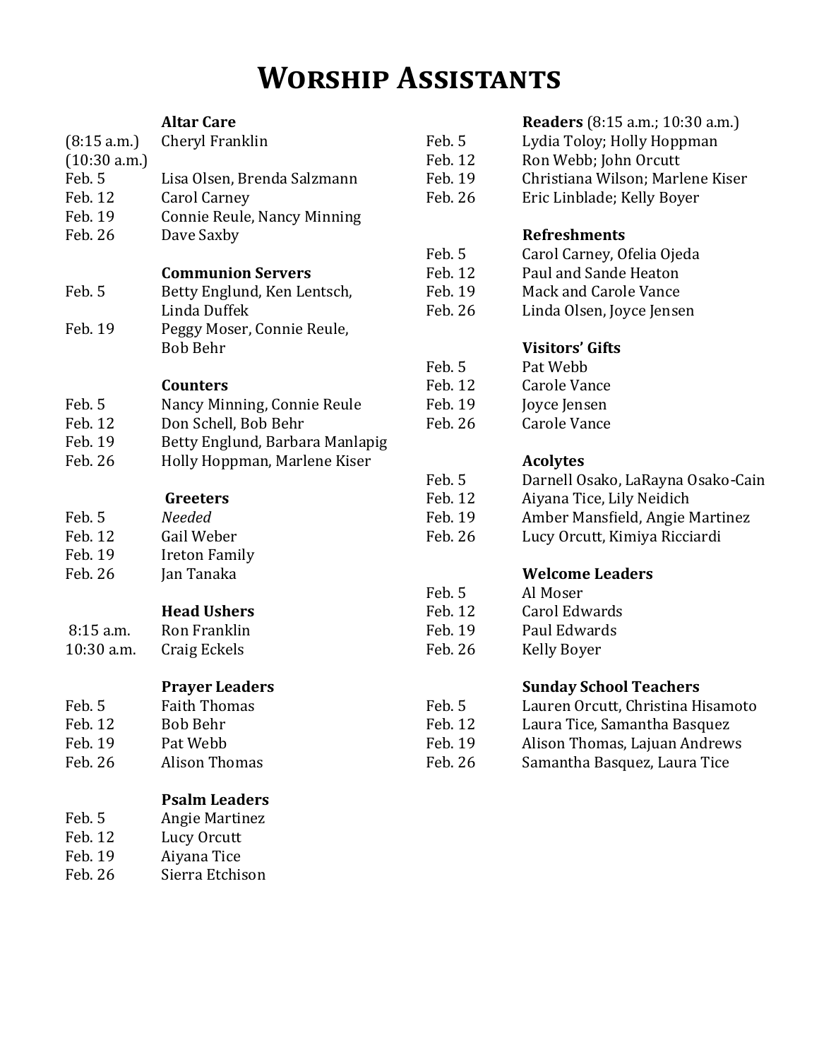# Worship Assistants

### Altar Care

| | |
|---|---|
| (8:15 a.m.) | Cheryl Franklin |
| (10:30 a.m.) | |
| Feb. 5 | Lisa Olsen, Brenda Salzmann |
| Feb. 12 | Carol Carney |
| Feb. 19 | Connie Reule, Nancy Minning |
| Feb. 26 | Dave Saxby |

### Communion Servers

| | |
|---|---|
| Feb. 5 | Betty Englund, Ken Lentsch, Linda Duffek |
| Feb. 19 | Peggy Moser, Connie Reule, Bob Behr |

### Counters

| | |
|---|---|
| Feb. 5 | Nancy Minning, Connie Reule |
| Feb. 12 | Don Schell, Bob Behr |
| Feb. 19 | Betty Englund, Barbara Manlapig |
| Feb. 26 | Holly Hoppman, Marlene Kiser |

### Greeters

| | |
|---|---|
| Feb. 5 | *Needed* |
| Feb. 12 | Gail Weber |
| Feb. 19 | Ireton Family |
| Feb. 26 | Jan Tanaka |

### Head Ushers

| | |
|---|---|
| 8:15 a.m. | Ron Franklin |
| 10:30 a.m. | Craig Eckels |

### Prayer Leaders

| | |
|---|---|
| Feb. 5 | Faith Thomas |
| Feb. 12 | Bob Behr |
| Feb. 19 | Pat Webb |
| Feb. 26 | Alison Thomas |

### Psalm Leaders

| | |
|---|---|
| Feb. 5 | Angie Martinez |
| Feb. 12 | Lucy Orcutt |
| Feb. 19 | Aiyana Tice |
| Feb. 26 | Sierra Etchison |

### Readers (8:15 a.m.; 10:30 a.m.)

| | |
|---|---|
| Feb. 5 | Lydia Toloy; Holly Hoppman |
| Feb. 12 | Ron Webb; John Orcutt |
| Feb. 19 | Christiana Wilson; Marlene Kiser |
| Feb. 26 | Eric Linblade; Kelly Boyer |

### Refreshments

| | |
|---|---|
| Feb. 5 | Carol Carney, Ofelia Ojeda |
| Feb. 12 | Paul and Sande Heaton |
| Feb. 19 | Mack and Carole Vance |
| Feb. 26 | Linda Olsen, Joyce Jensen |

### Visitors' Gifts

| | |
|---|---|
| Feb. 5 | Pat Webb |
| Feb. 12 | Carole Vance |
| Feb. 19 | Joyce Jensen |
| Feb. 26 | Carole Vance |

### Acolytes

| | |
|---|---|
| Feb. 5 | Darnell Osako, LaRayna Osako-Cain |
| Feb. 12 | Aiyana Tice, Lily Neidich |
| Feb. 19 | Amber Mansfield, Angie Martinez |
| Feb. 26 | Lucy Orcutt, Kimiya Ricciardi |

### Welcome Leaders

| | |
|---|---|
| Feb. 5 | Al Moser |
| Feb. 12 | Carol Edwards |
| Feb. 19 | Paul Edwards |
| Feb. 26 | Kelly Boyer |

### Sunday School Teachers

| | |
|---|---|
| Feb. 5 | Lauren Orcutt, Christina Hisamoto |
| Feb. 12 | Laura Tice, Samantha Basquez |
| Feb. 19 | Alison Thomas, Lajuan Andrews |
| Feb. 26 | Samantha Basquez, Laura Tice |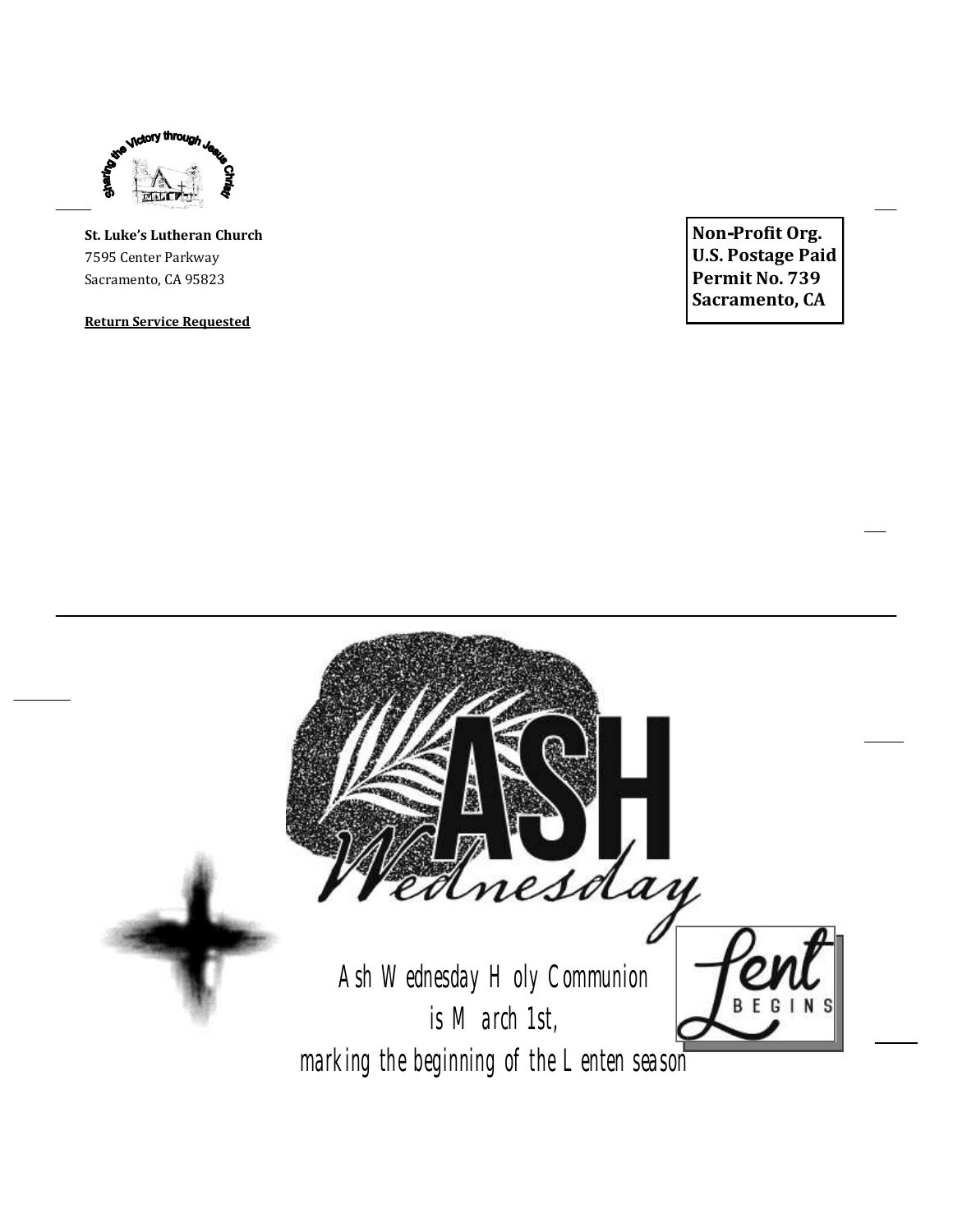Sharing the Victory through Jesus Christ!

**St. Luke's Lutheran Church**
7595 Center Parkway
Sacramento, CA 95823

**Return Service Requested**

**Non-Profit Org.**
**U.S. Postage Paid**
**Permit No. 739**
**Sacramento, CA**

ASH Wednesday

Ash Wednesday Holy Communion
is March 1st,
marking the beginning of the Lenten season

Lent BEGINS